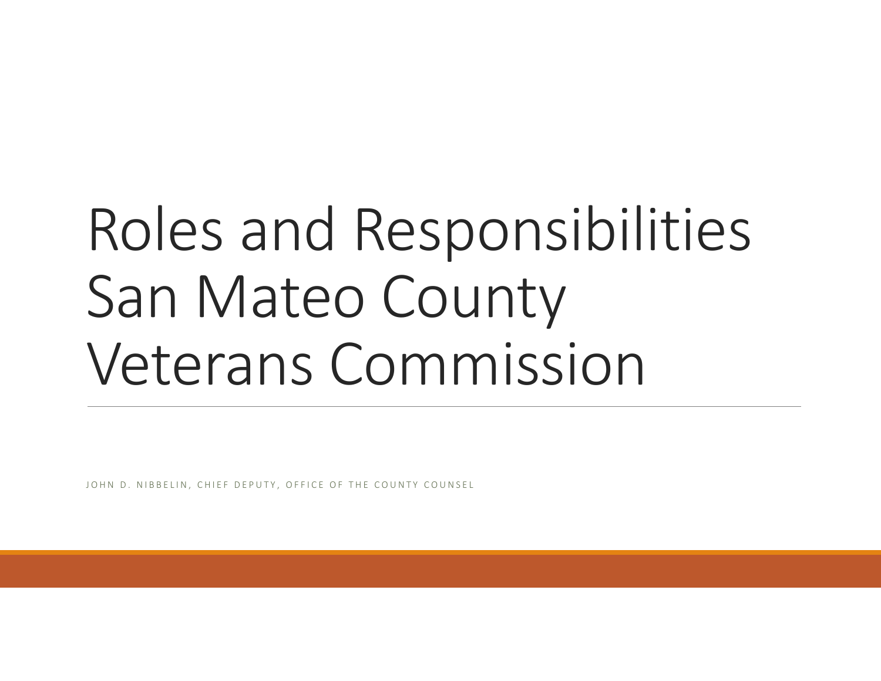# Roles and Responsibilities San Mateo County Veterans Commission

JOHN D. NIBBELIN, CHIEF DEPUTY, OFFICE OF THE COUNTY COUNSEL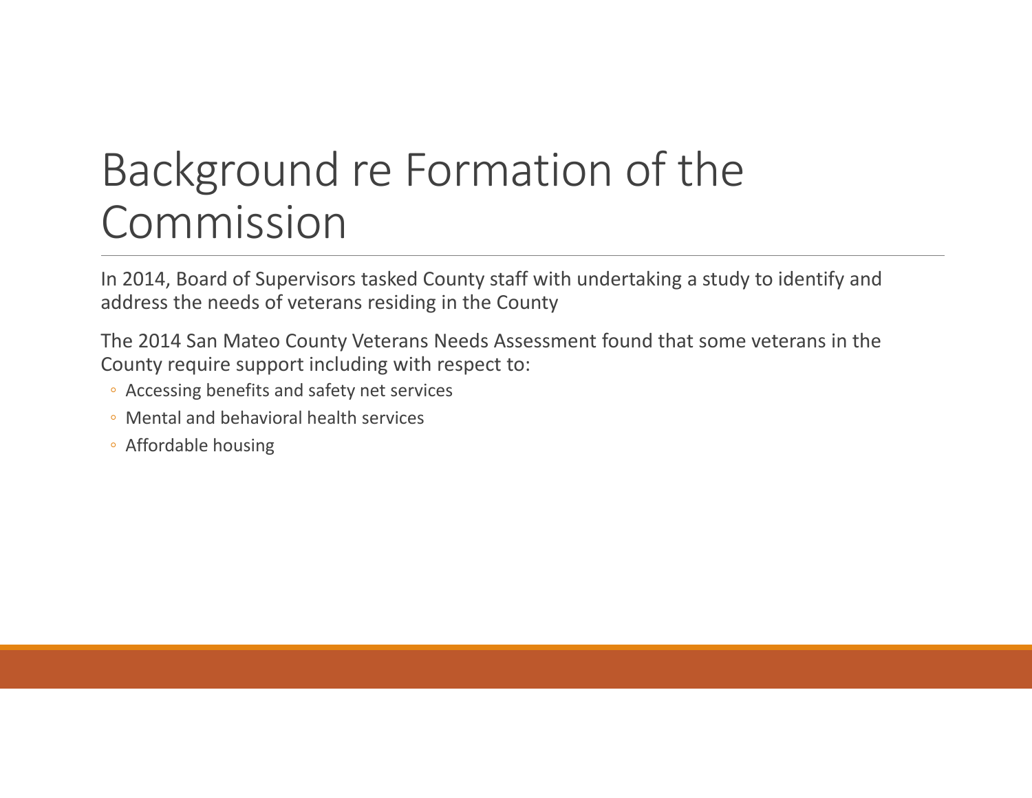# Background re Formation of the Commission

In 2014, Board of Supervisors tasked County staff with undertaking a study to identify and address the needs of veterans residing in the County

The 2014 San Mateo County Veterans Needs Assessment found that some veterans in the County require support including with respect to:

- Accessing benefits and safety net services
- Mental and behavioral health services
- Affordable housing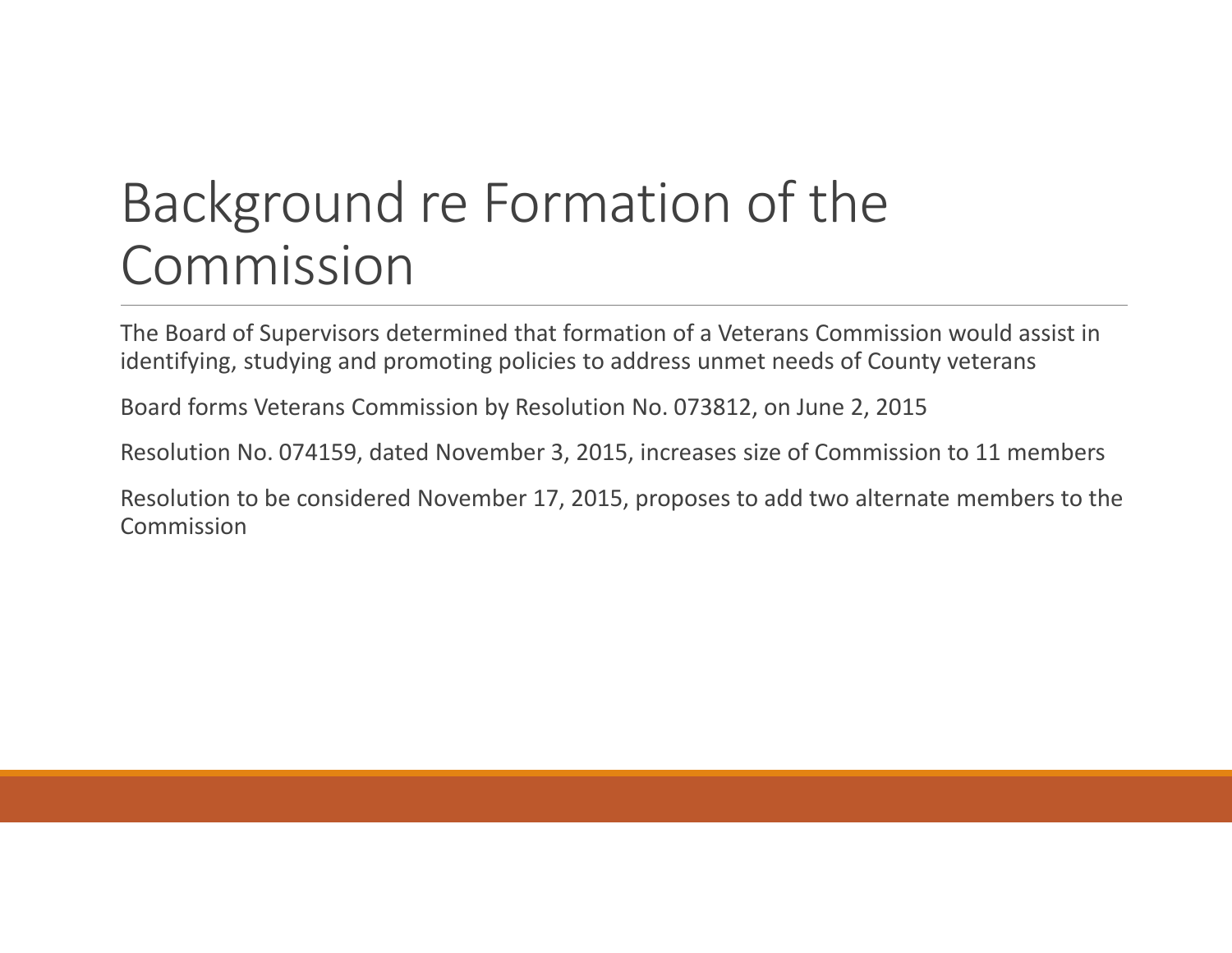# Background re Formation of the Commission

The Board of Supervisors determined that formation of a Veterans Commission would assist in identifying, studying and promoting policies to address unmet needs of County veterans

Board forms Veterans Commission by Resolution No. 073812, on June 2, 2015

Resolution No. 074159, dated November 3, 2015, increases size of Commission to 11 members

Resolution to be considered November 17, 2015, proposes to add two alternate members to the Commission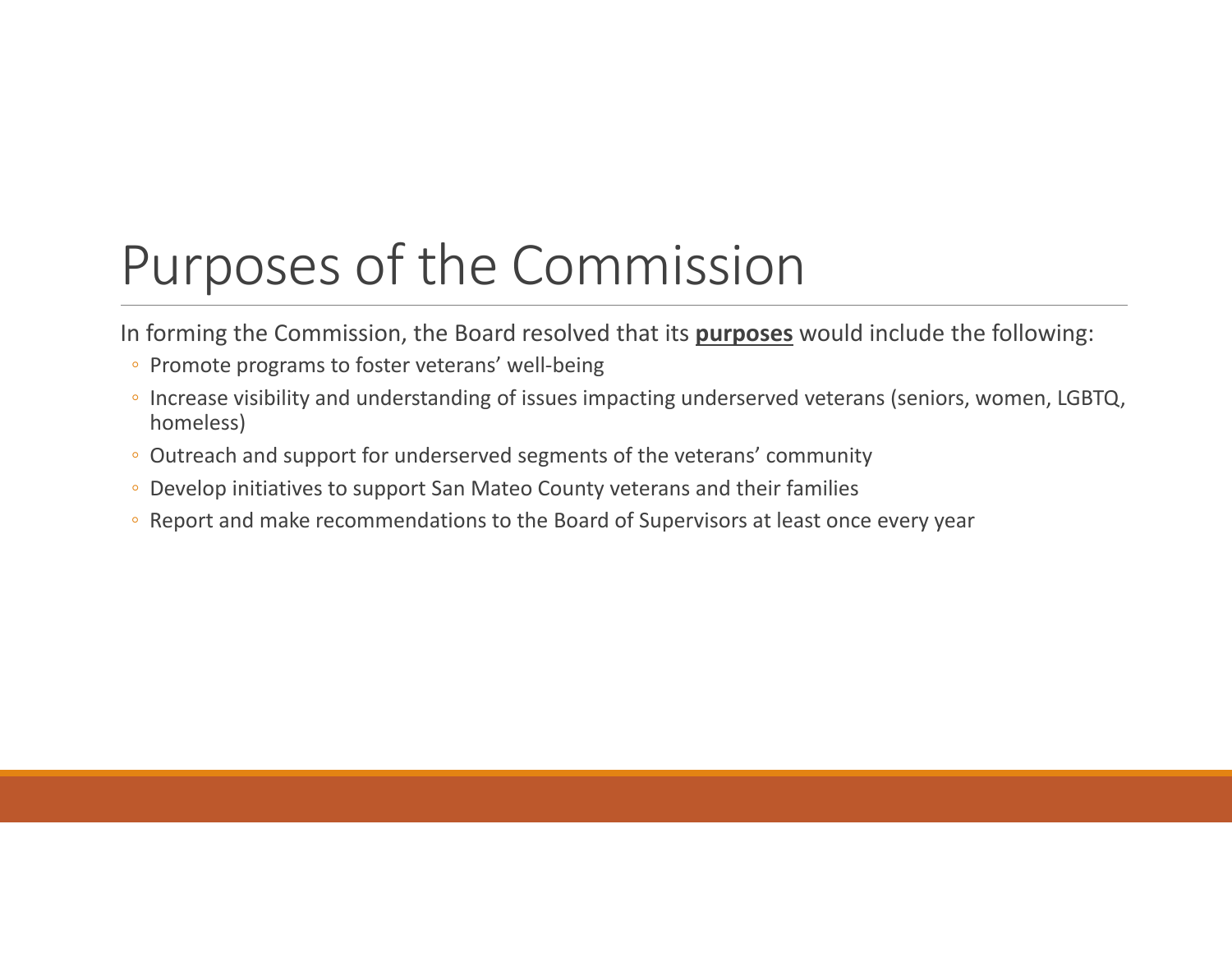# Purposes of the Commission

In forming the Commission, the Board resolved that its **purposes** would include the following:

- Promote programs to foster veterans' well-being
- Increase visibility and understanding of issues impacting underserved veterans (seniors, women, LGBTQ, homeless)
- Outreach and support for underserved segments of the veterans' community
- Develop initiatives to support San Mateo County veterans and their families
- Report and make recommendations to the Board of Supervisors at least once every year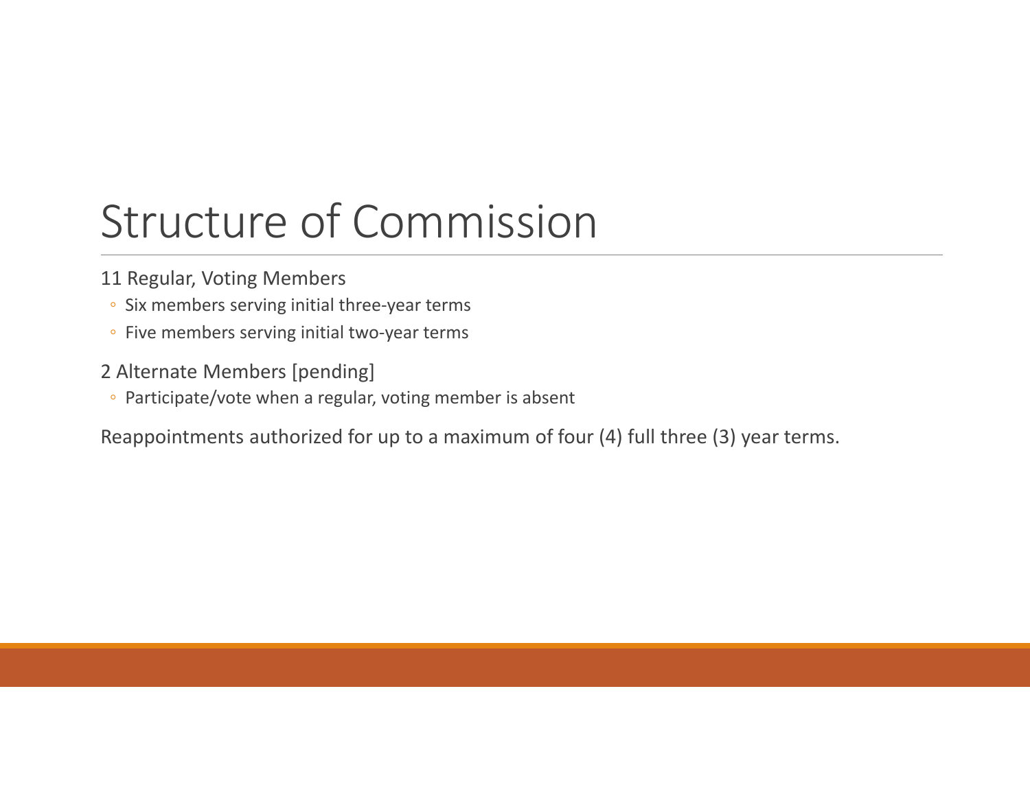# Structure of Commission

11 Regular, Voting Members

- Six members serving initial three-year terms
- Five members serving initial two-year terms

2 Alternate Members [pending]

- Participate/vote when a regular, voting member is absent

Reappointments authorized for up to a maximum of four (4) full three (3) year terms.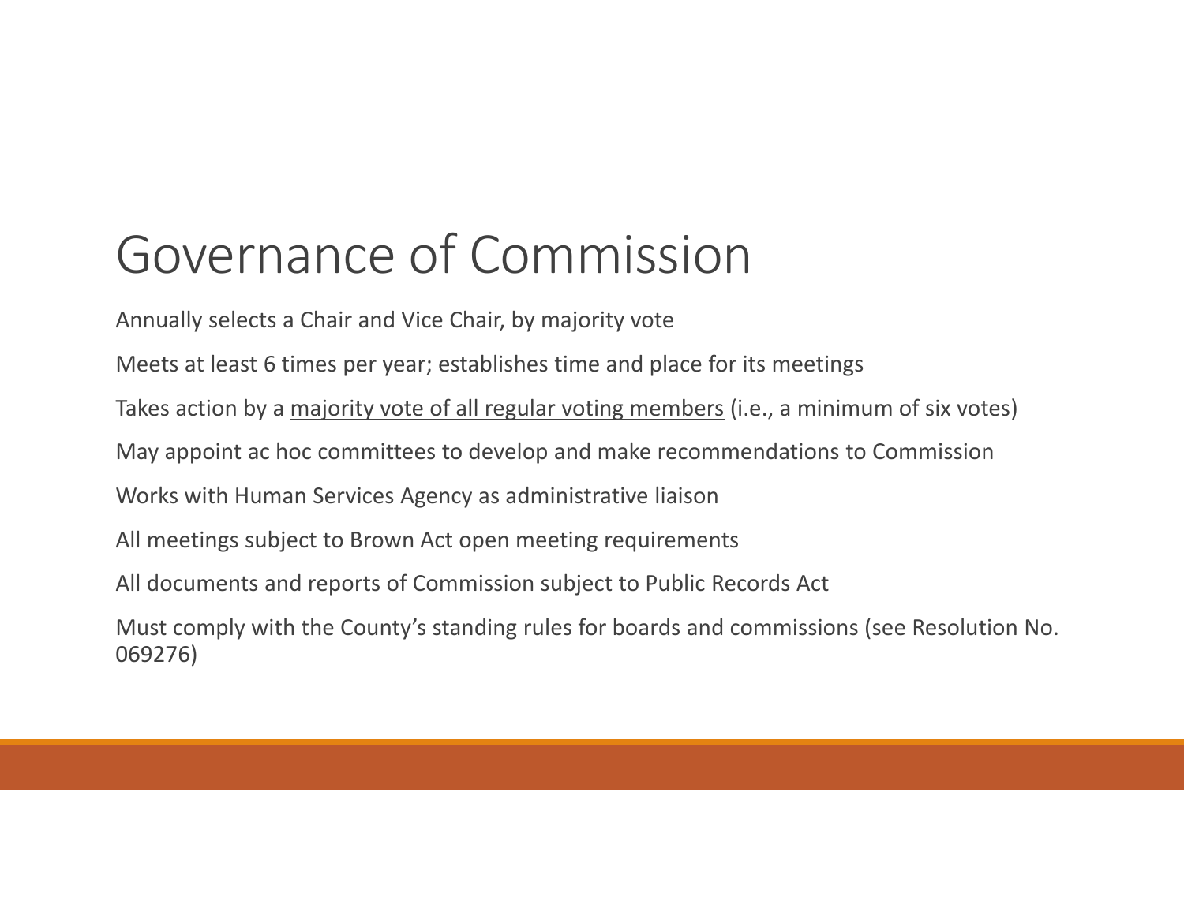# Governance of Commission

Annually selects a Chair and Vice Chair, by majority vote

Meets at least 6 times per year; establishes time and place for its meetings

Takes action by a <u>majority vote of all regular voting members</u> (i.e., a minimum of six votes)

May appoint ac hoc committees to develop and make recommendations to Commission

Works with Human Services Agency as administrative liaison

All meetings subject to Brown Act open meeting requirements

All documents and reports of Commission subject to Public Records Act

Must comply with the County's standing rules for boards and commissions (see Resolution No. 069276)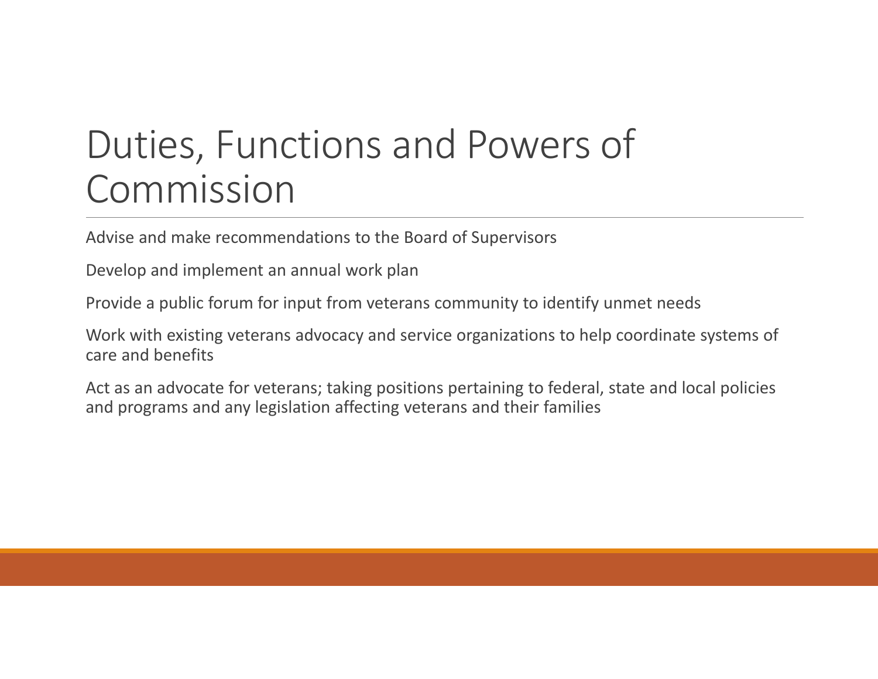# Duties, Functions and Powers of Commission

Advise and make recommendations to the Board of Supervisors

Develop and implement an annual work plan

Provide a public forum for input from veterans community to identify unmet needs

Work with existing veterans advocacy and service organizations to help coordinate systems of care and benefits

Act as an advocate for veterans; taking positions pertaining to federal, state and local policies and programs and any legislation affecting veterans and their families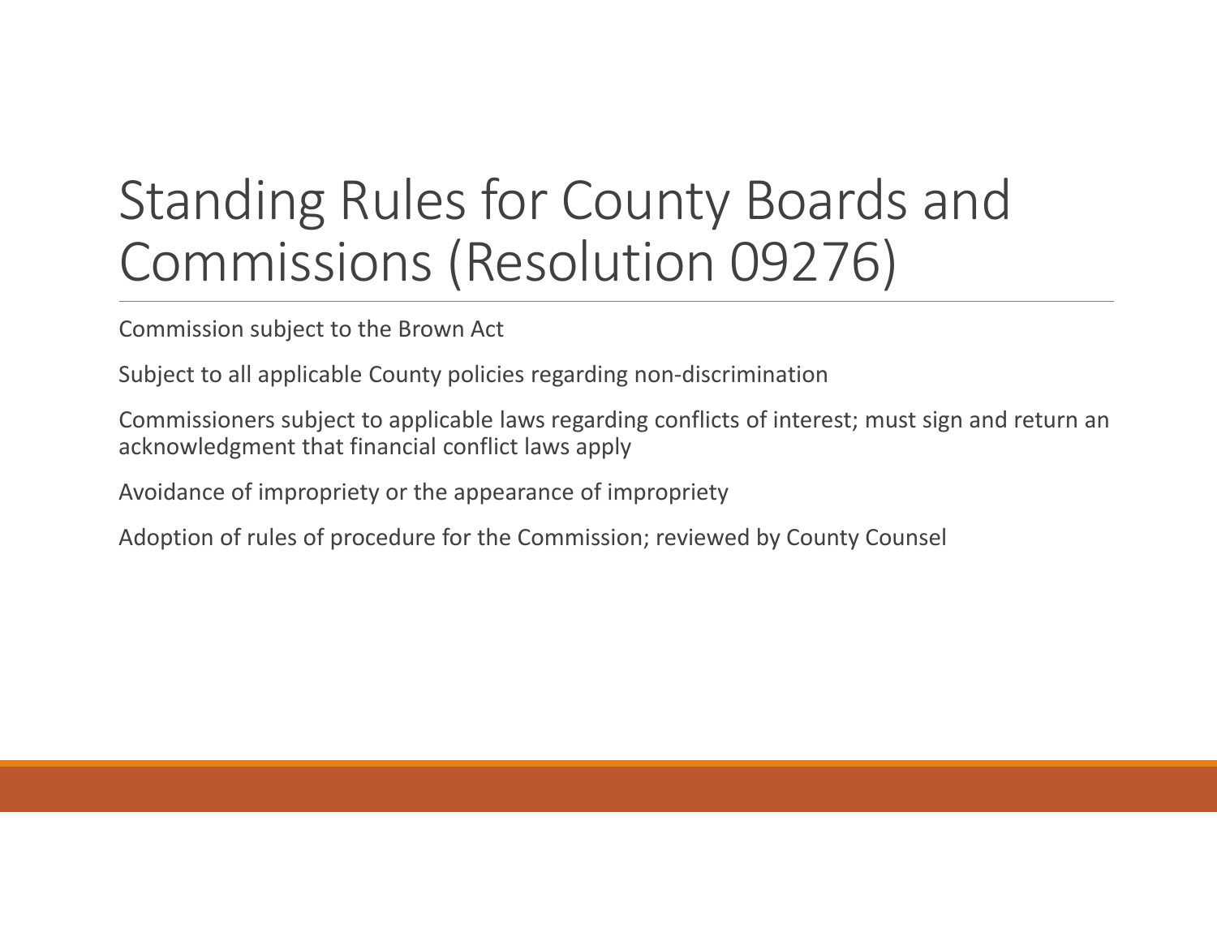# Standing Rules for County Boards and Commissions (Resolution 09276)

Commission subject to the Brown Act

Subject to all applicable County policies regarding non-discrimination

Commissioners subject to applicable laws regarding conflicts of interest; must sign and return an acknowledgment that financial conflict laws apply

Avoidance of impropriety or the appearance of impropriety

Adoption of rules of procedure for the Commission; reviewed by County Counsel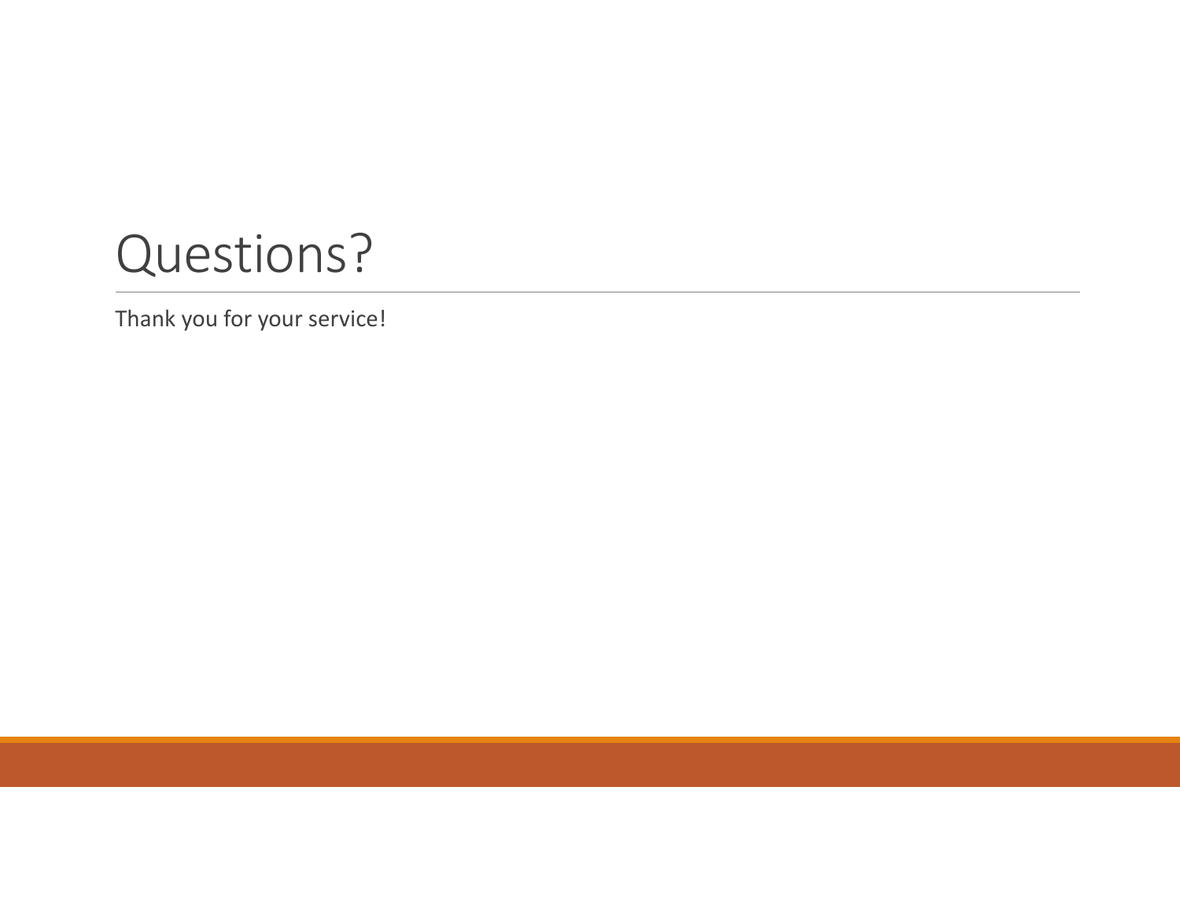# Questions?

Thank you for your service!